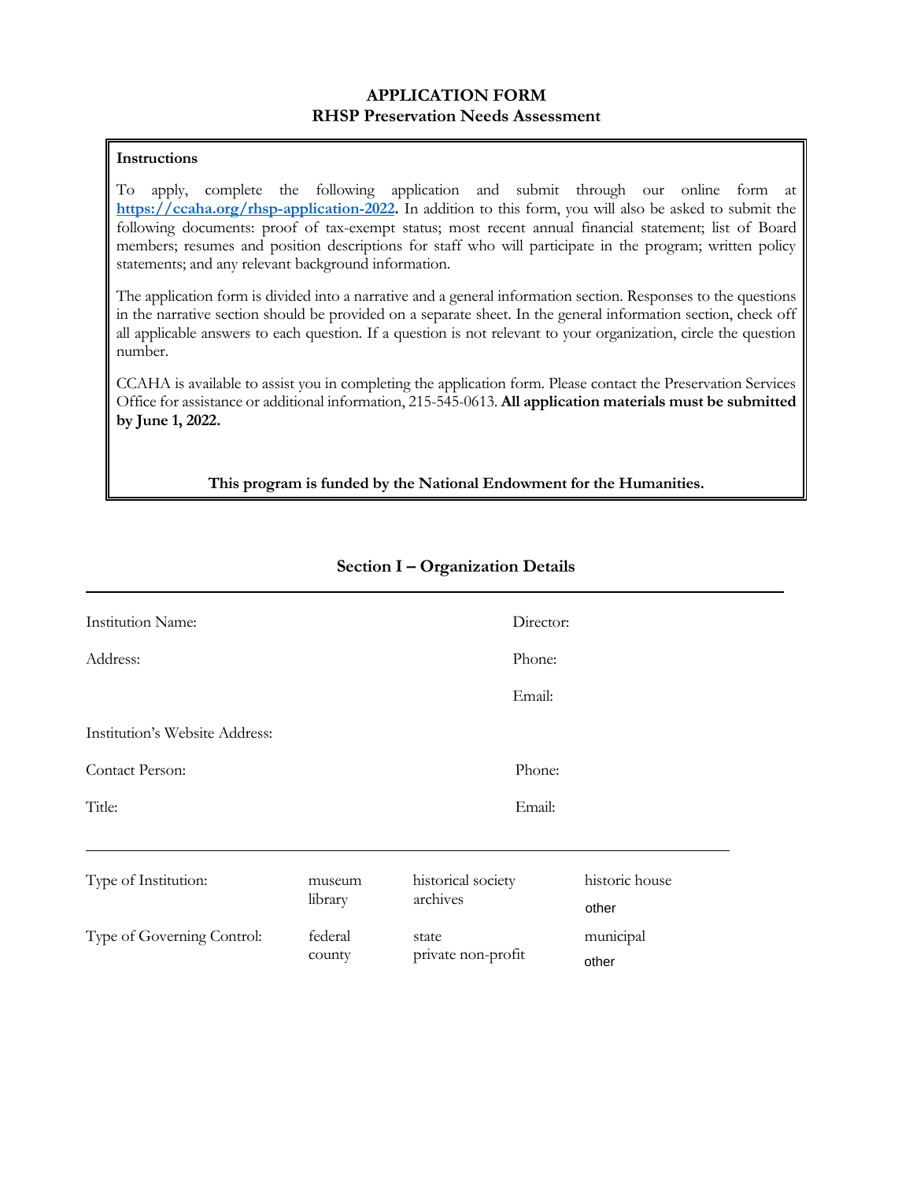# APPLICATION FORM
## RHSP Preservation Needs Assessment

**Instructions**

To apply, complete the following application and submit through our online form at **https://ccaha.org/rhsp-application-2022.** In addition to this form, you will also be asked to submit the following documents: proof of tax-exempt status; most recent annual financial statement; list of Board members; resumes and position descriptions for staff who will participate in the program; written policy statements; and any relevant background information.

The application form is divided into a narrative and a general information section. Responses to the questions in the narrative section should be provided on a separate sheet. In the general information section, check off all applicable answers to each question. If a question is not relevant to your organization, circle the question number.

CCAHA is available to assist you in completing the application form. Please contact the Preservation Services Office for assistance or additional information, 215-545-0613. **All application materials must be submitted by June 1, 2022.**

**This program is funded by the National Endowment for the Humanities.**

## Section I – Organization Details

Institution Name:

Director:

Address:

Phone:

Email:

Institution's Website Address:

Contact Person:

Phone:

Title:

Email:

| | | | |
|---|---|---|---|
| Type of Institution: | museum<br>library | historical society<br>archives | historic house<br>other |
| Type of Governing Control: | federal<br>county | state<br>private non-profit | municipal<br>other |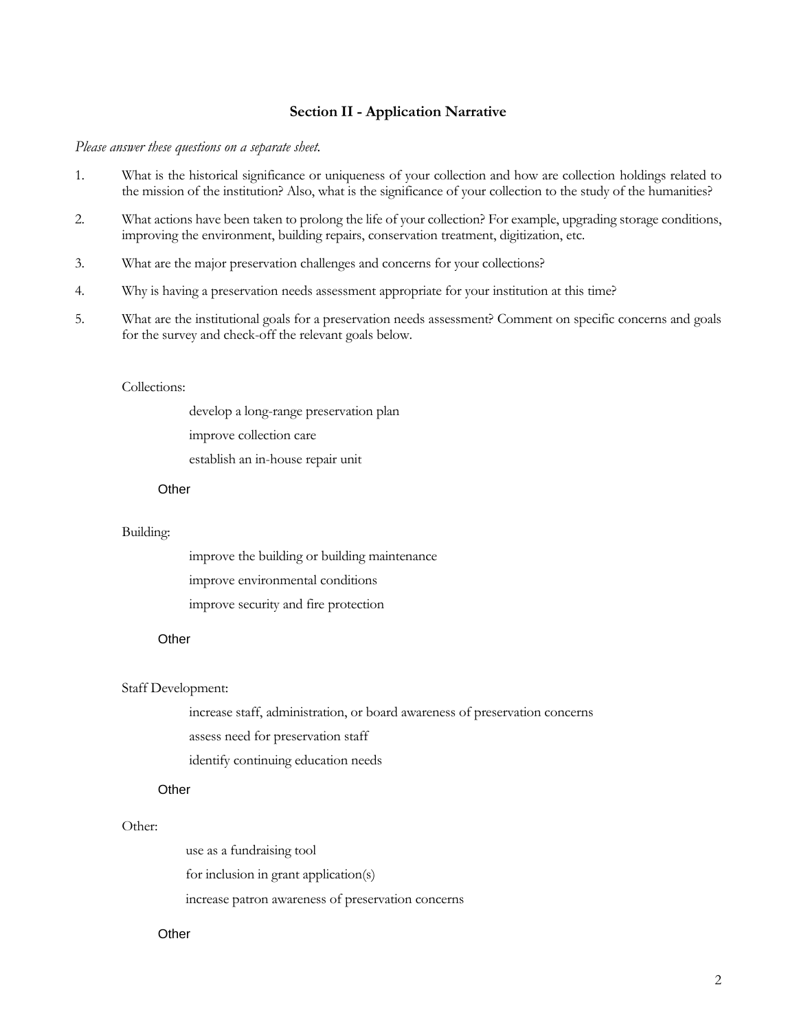## Section II - Application Narrative

*Please answer these questions on a separate sheet.*

1. What is the historical significance or uniqueness of your collection and how are collection holdings related to the mission of the institution? Also, what is the significance of your collection to the study of the humanities?
2. What actions have been taken to prolong the life of your collection? For example, upgrading storage conditions, improving the environment, building repairs, conservation treatment, digitization, etc.
3. What are the major preservation challenges and concerns for your collections?
4. Why is having a preservation needs assessment appropriate for your institution at this time?
5. What are the institutional goals for a preservation needs assessment? Comment on specific concerns and goals for the survey and check-off the relevant goals below.

Collections:

- develop a long-range preservation plan
- improve collection care
- establish an in-house repair unit

Other

Building:

- improve the building or building maintenance
- improve environmental conditions
- improve security and fire protection

Other

Staff Development:

- increase staff, administration, or board awareness of preservation concerns
- assess need for preservation staff
- identify continuing education needs

Other

Other:

- use as a fundraising tool
- for inclusion in grant application(s)
- increase patron awareness of preservation concerns

Other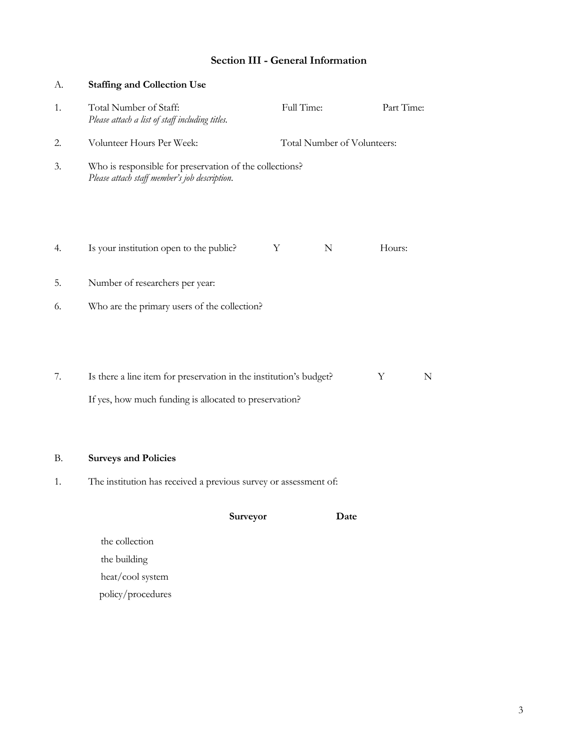## Section III - General Information

A. **Staffing and Collection Use**

1. Total Number of Staff: Full Time: Part Time:
   *Please attach a list of staff including titles.*

2. Volunteer Hours Per Week: Total Number of Volunteers:

3. Who is responsible for preservation of the collections?
   *Please attach staff member's job description.*

4. Is your institution open to the public? Y N Hours:

5. Number of researchers per year:

6. Who are the primary users of the collection?

7. Is there a line item for preservation in the institution's budget? Y N

   If yes, how much funding is allocated to preservation?

B. **Surveys and Policies**

1. The institution has received a previous survey or assessment of:

| | **Surveyor** | **Date** |
|---|---|---|
| the collection | | |
| the building | | |
| heat/cool system | | |
| policy/procedures | | |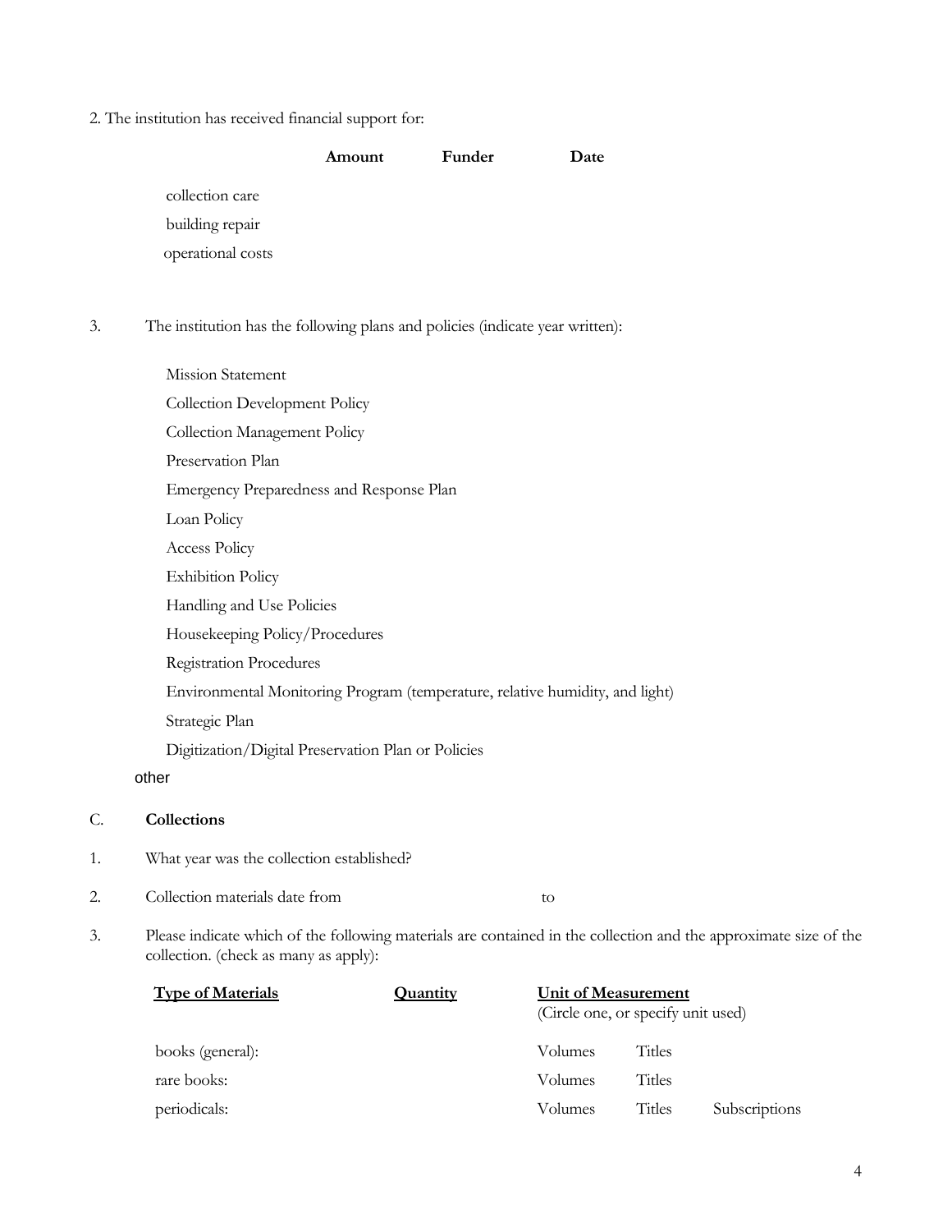2. The institution has received financial support for:

| | Amount | Funder | Date |
|---|---|---|---|
| collection care | | | |
| building repair | | | |
| operational costs | | | |

3. The institution has the following plans and policies (indicate year written):

   - Mission Statement
   - Collection Development Policy
   - Collection Management Policy
   - Preservation Plan
   - Emergency Preparedness and Response Plan
   - Loan Policy
   - Access Policy
   - Exhibition Policy
   - Handling and Use Policies
   - Housekeeping Policy/Procedures
   - Registration Procedures
   - Environmental Monitoring Program (temperature, relative humidity, and light)
   - Strategic Plan
   - Digitization/Digital Preservation Plan or Policies
   - other

## C. Collections

1. What year was the collection established?

2. Collection materials date from  to

3. Please indicate which of the following materials are contained in the collection and the approximate size of the collection. (check as many as apply):

| Type of Materials | Quantity | Unit of Measurement (Circle one, or specify unit used) | | |
|---|---|---|---|---|
| books (general): | | Volumes | Titles | |
| rare books: | | Volumes | Titles | |
| periodicals: | | Volumes | Titles | Subscriptions |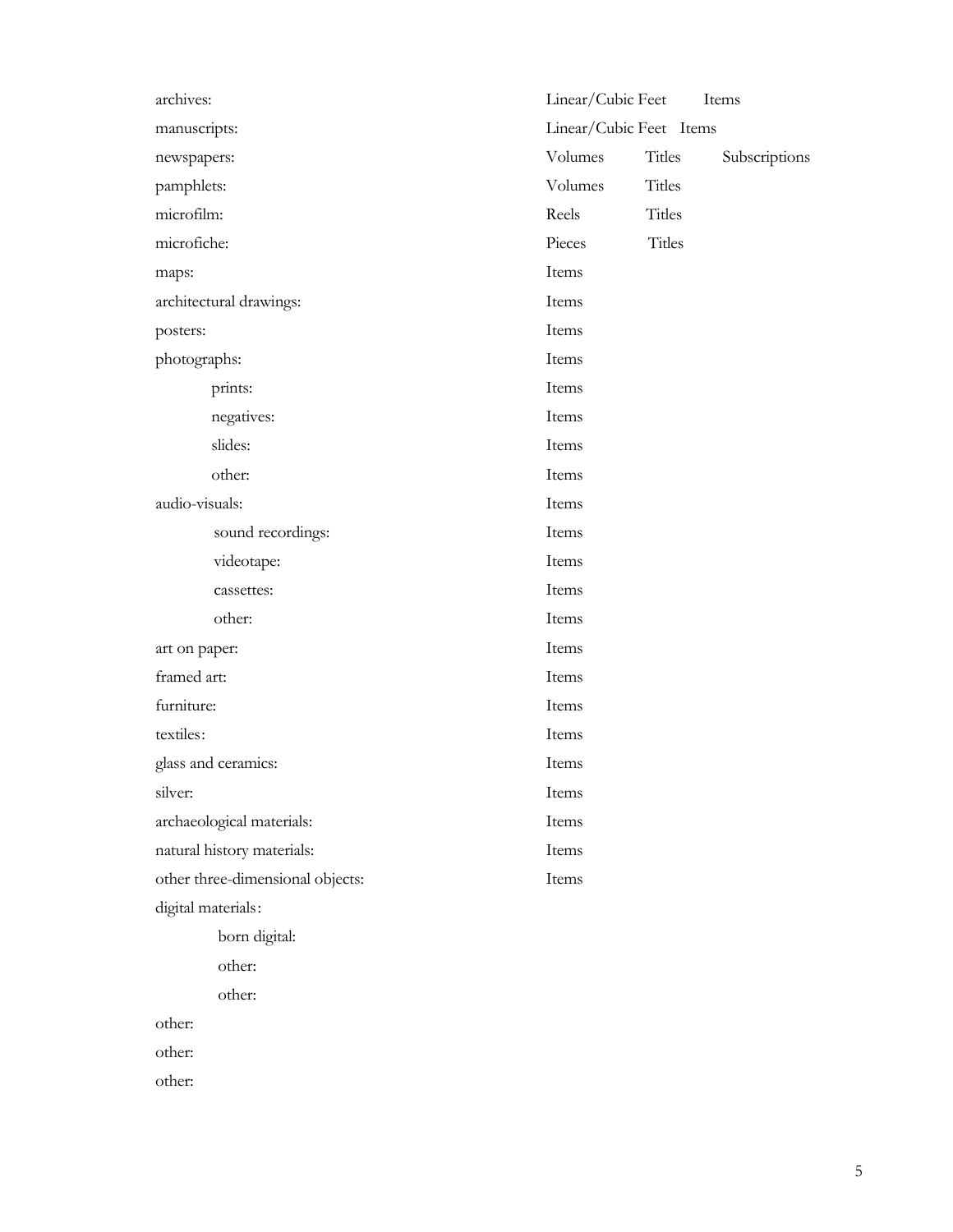| | | | |
|---|---|---|---|
| archives: | Linear/Cubic Feet | Items | |
| manuscripts: | Linear/Cubic Feet | Items | |
| newspapers: | Volumes | Titles | Subscriptions |
| pamphlets: | Volumes | Titles | |
| microfilm: | Reels | Titles | |
| microfiche: | Pieces | Titles | |
| maps: | Items | | |
| architectural drawings: | Items | | |
| posters: | Items | | |
| photographs: | Items | | |
| &nbsp;&nbsp;&nbsp;&nbsp;prints: | Items | | |
| &nbsp;&nbsp;&nbsp;&nbsp;negatives: | Items | | |
| &nbsp;&nbsp;&nbsp;&nbsp;slides: | Items | | |
| &nbsp;&nbsp;&nbsp;&nbsp;other: | Items | | |
| audio-visuals: | Items | | |
| &nbsp;&nbsp;&nbsp;&nbsp;sound recordings: | Items | | |
| &nbsp;&nbsp;&nbsp;&nbsp;videotape: | Items | | |
| &nbsp;&nbsp;&nbsp;&nbsp;cassettes: | Items | | |
| &nbsp;&nbsp;&nbsp;&nbsp;other: | Items | | |
| art on paper: | Items | | |
| framed art: | Items | | |
| furniture: | Items | | |
| textiles: | Items | | |
| glass and ceramics: | Items | | |
| silver: | Items | | |
| archaeological materials: | Items | | |
| natural history materials: | Items | | |
| other three-dimensional objects: | Items | | |
| digital materials: | | | |
| &nbsp;&nbsp;&nbsp;&nbsp;born digital: | | | |
| &nbsp;&nbsp;&nbsp;&nbsp;other: | | | |
| &nbsp;&nbsp;&nbsp;&nbsp;other: | | | |
| other: | | | |
| other: | | | |
| other: | | | |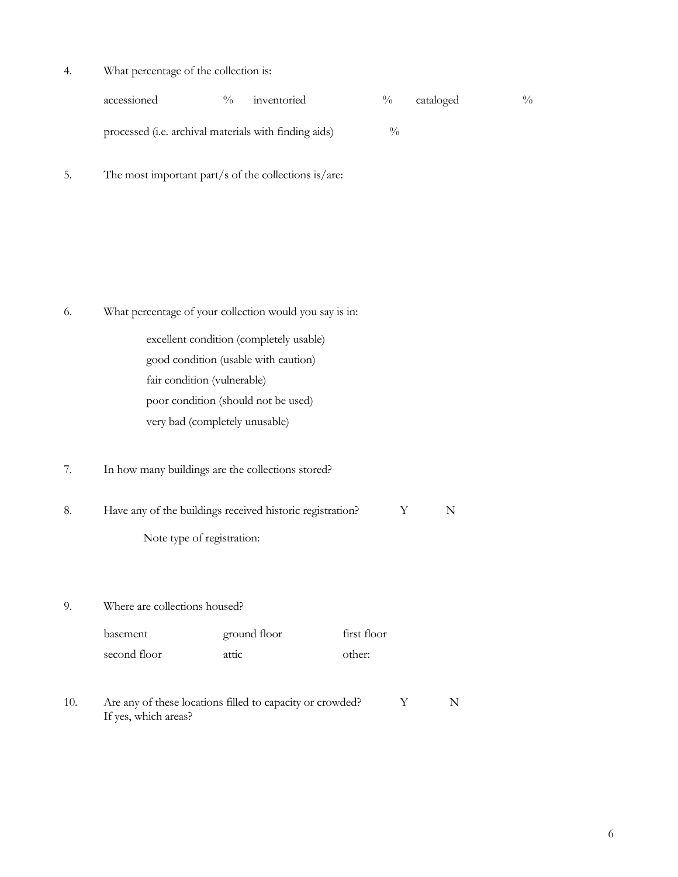4. What percentage of the collection is:

   accessioned %  inventoried %  cataloged %

   processed (i.e. archival materials with finding aids) %

5. The most important part/s of the collections is/are:

6. What percentage of your collection would you say is in:

   excellent condition (completely usable)
   good condition (usable with caution)
   fair condition (vulnerable)
   poor condition (should not be used)
   very bad (completely unusable)

7. In how many buildings are the collections stored?

8. Have any of the buildings received historic registration? Y N

   Note type of registration:

9. Where are collections housed?

   basement  ground floor  first floor
   second floor  attic  other:

10. Are any of these locations filled to capacity or crowded? Y N
    If yes, which areas?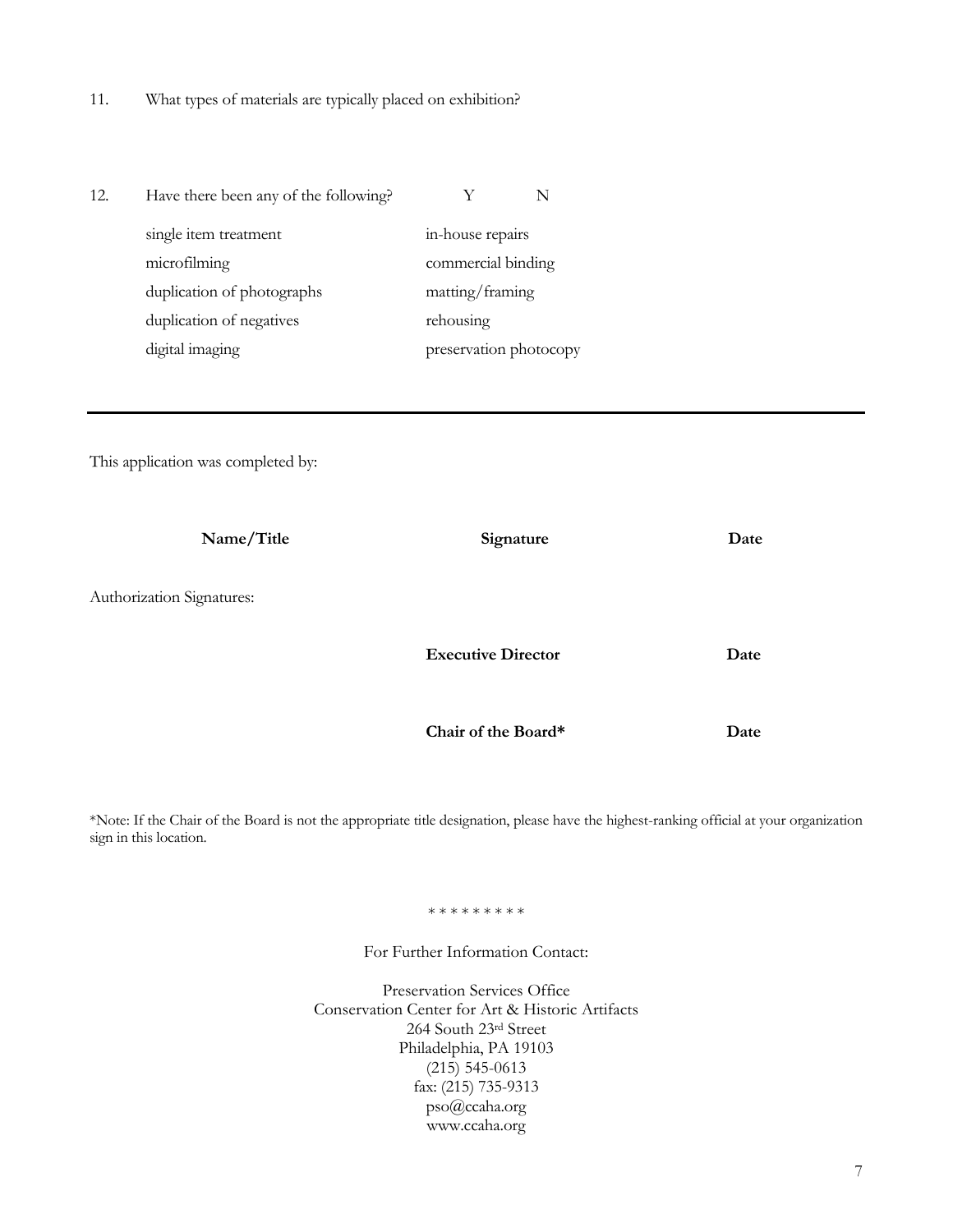11. What types of materials are typically placed on exhibition?

12. Have there been any of the following? Y N

| | |
|---|---|
| single item treatment | in-house repairs |
| microfilming | commercial binding |
| duplication of photographs | matting/framing |
| duplication of negatives | rehousing |
| digital imaging | preservation photocopy |

---

This application was completed by:

| **Name/Title** | **Signature** | **Date** |
|---|---|---|

Authorization Signatures:

| | | |
|---|---|---|
| | **Executive Director** | **Date** |
| | **Chair of the Board*** | **Date** |

*Note: If the Chair of the Board is not the appropriate title designation, please have the highest-ranking official at your organization sign in this location.

\* \* \* \* \* \* \* \* \*

For Further Information Contact:

Preservation Services Office
Conservation Center for Art & Historic Artifacts
264 South 23rd Street
Philadelphia, PA 19103
(215) 545-0613
fax: (215) 735-9313
pso@ccaha.org
www.ccaha.org